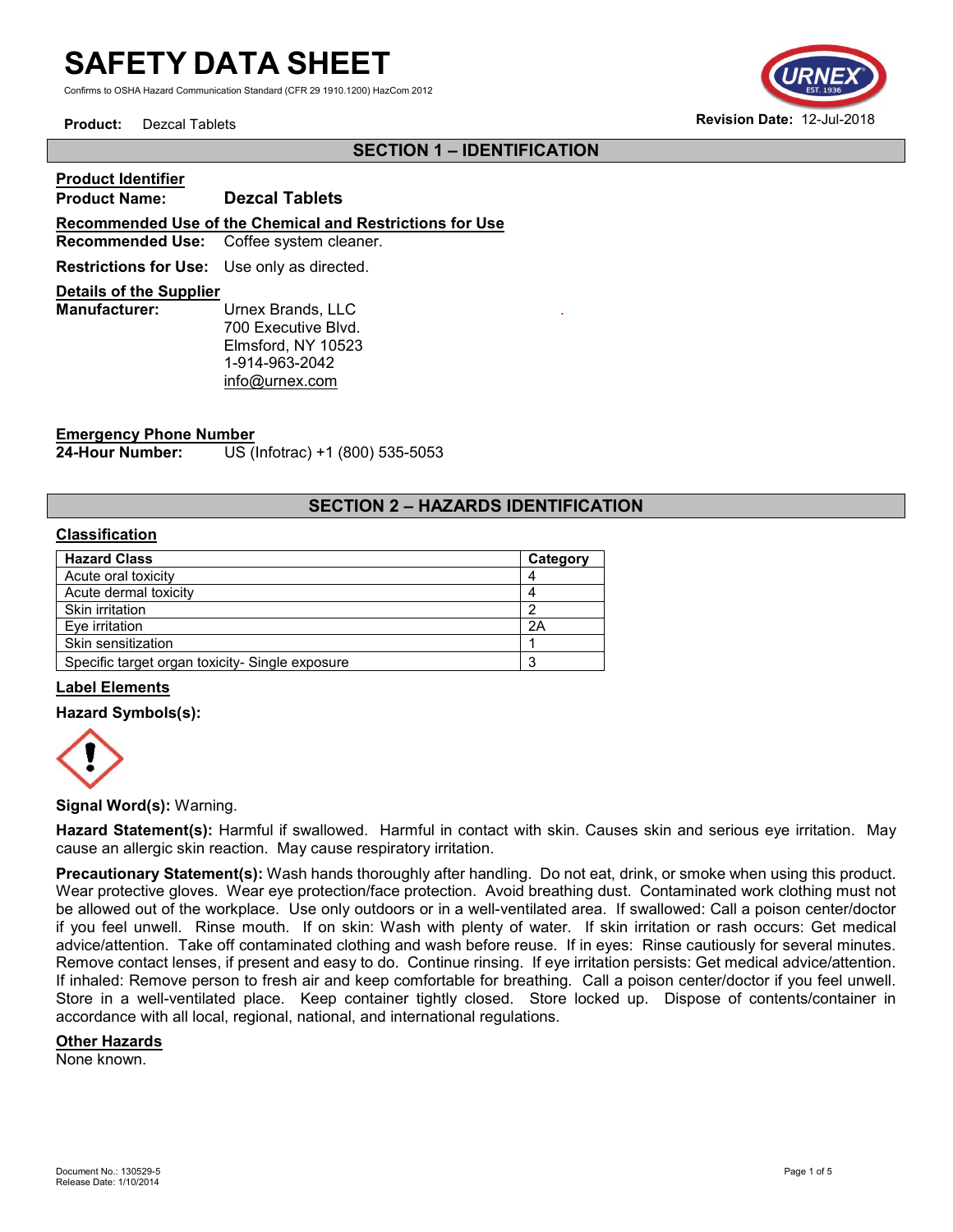# SAFETY DATA SHEET

Confirms to OSHA Hazard Communication Standard (CFR 29 1910.1200) HazCom 2012

**Product:** Dezcal Tablets

**Revision Date:** 12-Jul-2018

## SECTION 1 – IDENTIFICATION

**Product Identifier**

**Product Name:** **Dezcal Tablets**

**Recommended Use of the Chemical and Restrictions for Use**

**Recommended Use:** Coffee system cleaner.

**Restrictions for Use:** Use only as directed.

**Details of the Supplier**

**Manufacturer:** Urnex Brands, LLC
700 Executive Blvd.
Elmsford, NY 10523
1-914-963-2042
info@urnex.com

**Emergency Phone Number**

**24-Hour Number:** US (Infotrac) +1 (800) 535-5053

## SECTION 2 – HAZARDS IDENTIFICATION

**Classification**

| Hazard Class | Category |
|---|---|
| Acute oral toxicity | 4 |
| Acute dermal toxicity | 4 |
| Skin irritation | 2 |
| Eye irritation | 2A |
| Skin sensitization | 1 |
| Specific target organ toxicity- Single exposure | 3 |

**Label Elements**

**Hazard Symbols(s):**

**Signal Word(s):** Warning.

**Hazard Statement(s):** Harmful if swallowed. Harmful in contact with skin. Causes skin and serious eye irritation. May cause an allergic skin reaction. May cause respiratory irritation.

**Precautionary Statement(s):** Wash hands thoroughly after handling. Do not eat, drink, or smoke when using this product. Wear protective gloves. Wear eye protection/face protection. Avoid breathing dust. Contaminated work clothing must not be allowed out of the workplace. Use only outdoors or in a well-ventilated area. If swallowed: Call a poison center/doctor if you feel unwell. Rinse mouth. If on skin: Wash with plenty of water. If skin irritation or rash occurs: Get medical advice/attention. Take off contaminated clothing and wash before reuse. If in eyes: Rinse cautiously for several minutes. Remove contact lenses, if present and easy to do. Continue rinsing. If eye irritation persists: Get medical advice/attention. If inhaled: Remove person to fresh air and keep comfortable for breathing. Call a poison center/doctor if you feel unwell. Store in a well-ventilated place. Keep container tightly closed. Store locked up. Dispose of contents/container in accordance with all local, regional, national, and international regulations.

**Other Hazards**

None known.

Document No.: 130529-5
Release Date: 1/10/2014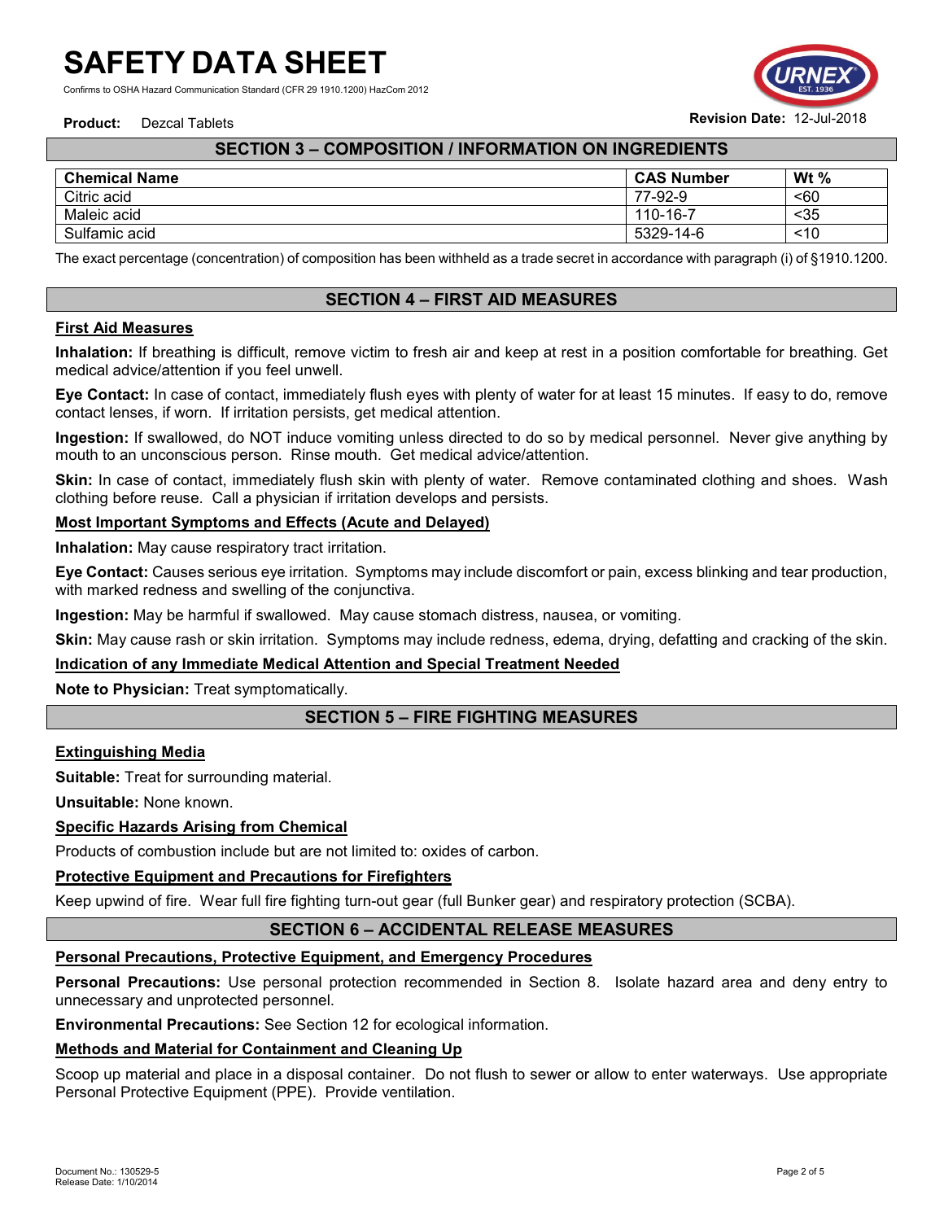## SECTION 3 – COMPOSITION / INFORMATION ON INGREDIENTS

| Chemical Name | CAS Number | Wt % |
| --- | --- | --- |
| Citric acid | 77-92-9 | <60 |
| Maleic acid | 110-16-7 | <35 |
| Sulfamic acid | 5329-14-6 | <10 |

The exact percentage (concentration) of composition has been withheld as a trade secret in accordance with paragraph (i) of §1910.1200.

## SECTION 4 – FIRST AID MEASURES

### First Aid Measures

**Inhalation:** If breathing is difficult, remove victim to fresh air and keep at rest in a position comfortable for breathing. Get medical advice/attention if you feel unwell.

**Eye Contact:** In case of contact, immediately flush eyes with plenty of water for at least 15 minutes. If easy to do, remove contact lenses, if worn. If irritation persists, get medical attention.

**Ingestion:** If swallowed, do NOT induce vomiting unless directed to do so by medical personnel. Never give anything by mouth to an unconscious person. Rinse mouth. Get medical advice/attention.

**Skin:** In case of contact, immediately flush skin with plenty of water. Remove contaminated clothing and shoes. Wash clothing before reuse. Call a physician if irritation develops and persists.

### Most Important Symptoms and Effects (Acute and Delayed)

**Inhalation:** May cause respiratory tract irritation.

**Eye Contact:** Causes serious eye irritation. Symptoms may include discomfort or pain, excess blinking and tear production, with marked redness and swelling of the conjunctiva.

**Ingestion:** May be harmful if swallowed. May cause stomach distress, nausea, or vomiting.

**Skin:** May cause rash or skin irritation. Symptoms may include redness, edema, drying, defatting and cracking of the skin.

### Indication of any Immediate Medical Attention and Special Treatment Needed

**Note to Physician:** Treat symptomatically.

## SECTION 5 – FIRE FIGHTING MEASURES

### Extinguishing Media

**Suitable:** Treat for surrounding material.

**Unsuitable:** None known.

### Specific Hazards Arising from Chemical

Products of combustion include but are not limited to: oxides of carbon.

### Protective Equipment and Precautions for Firefighters

Keep upwind of fire. Wear full fire fighting turn-out gear (full Bunker gear) and respiratory protection (SCBA).

## SECTION 6 – ACCIDENTAL RELEASE MEASURES

### Personal Precautions, Protective Equipment, and Emergency Procedures

**Personal Precautions:** Use personal protection recommended in Section 8. Isolate hazard area and deny entry to unnecessary and unprotected personnel.

**Environmental Precautions:** See Section 12 for ecological information.

### Methods and Material for Containment and Cleaning Up

Scoop up material and place in a disposal container. Do not flush to sewer or allow to enter waterways. Use appropriate Personal Protective Equipment (PPE). Provide ventilation.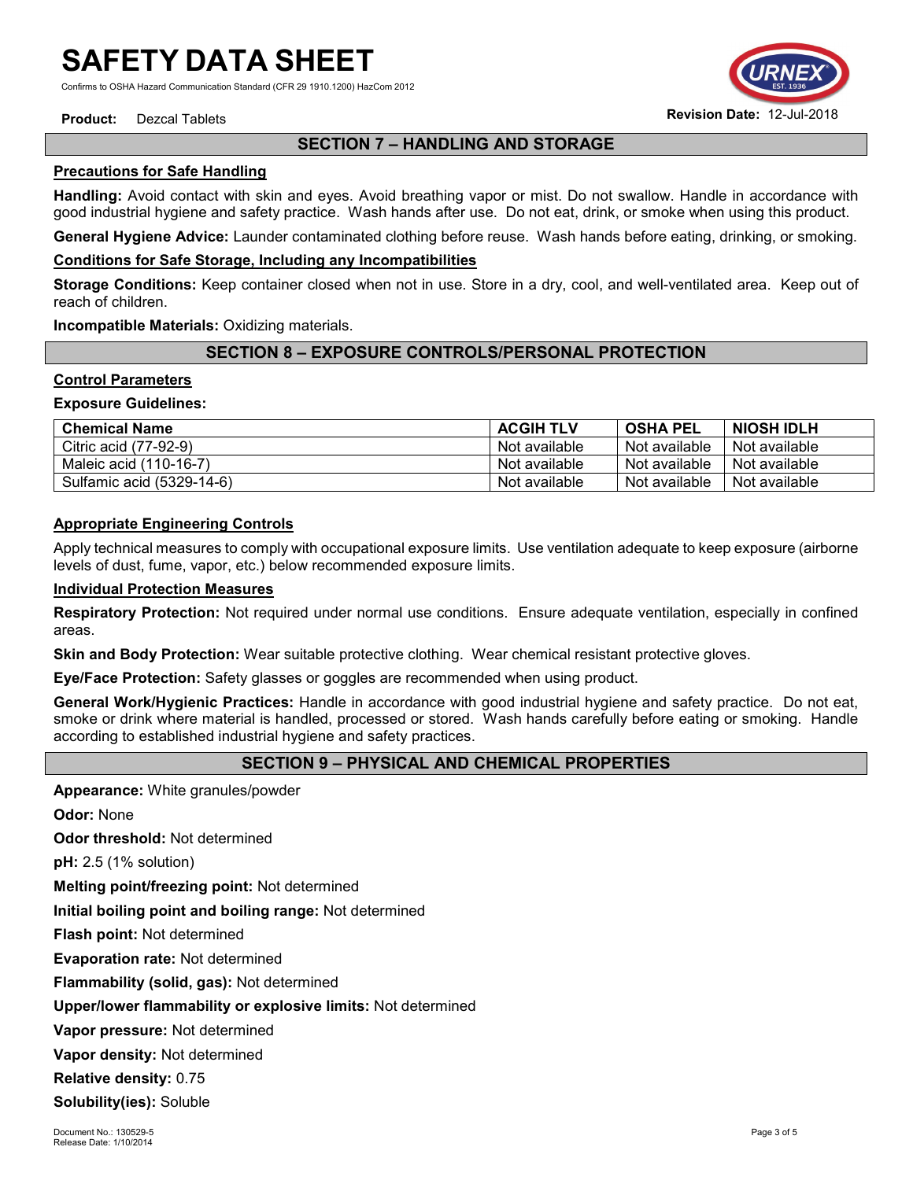## SECTION 7 – HANDLING AND STORAGE

**Precautions for Safe Handling**

**Handling:** Avoid contact with skin and eyes. Avoid breathing vapor or mist. Do not swallow. Handle in accordance with good industrial hygiene and safety practice. Wash hands after use. Do not eat, drink, or smoke when using this product.

**General Hygiene Advice:** Launder contaminated clothing before reuse. Wash hands before eating, drinking, or smoking.

**Conditions for Safe Storage, Including any Incompatibilities**

**Storage Conditions:** Keep container closed when not in use. Store in a dry, cool, and well-ventilated area. Keep out of reach of children.

**Incompatible Materials:** Oxidizing materials.

## SECTION 8 – EXPOSURE CONTROLS/PERSONAL PROTECTION

**Control Parameters**

**Exposure Guidelines:**

| Chemical Name | ACGIH TLV | OSHA PEL | NIOSH IDLH |
|---|---|---|---|
| Citric acid (77-92-9) | Not available | Not available | Not available |
| Maleic acid (110-16-7) | Not available | Not available | Not available |
| Sulfamic acid (5329-14-6) | Not available | Not available | Not available |

**Appropriate Engineering Controls**

Apply technical measures to comply with occupational exposure limits. Use ventilation adequate to keep exposure (airborne levels of dust, fume, vapor, etc.) below recommended exposure limits.

**Individual Protection Measures**

**Respiratory Protection:** Not required under normal use conditions. Ensure adequate ventilation, especially in confined areas.

**Skin and Body Protection:** Wear suitable protective clothing. Wear chemical resistant protective gloves.

**Eye/Face Protection:** Safety glasses or goggles are recommended when using product.

**General Work/Hygienic Practices:** Handle in accordance with good industrial hygiene and safety practice. Do not eat, smoke or drink where material is handled, processed or stored. Wash hands carefully before eating or smoking. Handle according to established industrial hygiene and safety practices.

## SECTION 9 – PHYSICAL AND CHEMICAL PROPERTIES

**Appearance:** White granules/powder

**Odor:** None

**Odor threshold:** Not determined

**pH:** 2.5 (1% solution)

**Melting point/freezing point:** Not determined

**Initial boiling point and boiling range:** Not determined

**Flash point:** Not determined

**Evaporation rate:** Not determined

**Flammability (solid, gas):** Not determined

**Upper/lower flammability or explosive limits:** Not determined

**Vapor pressure:** Not determined

**Vapor density:** Not determined

**Relative density:** 0.75

**Solubility(ies):** Soluble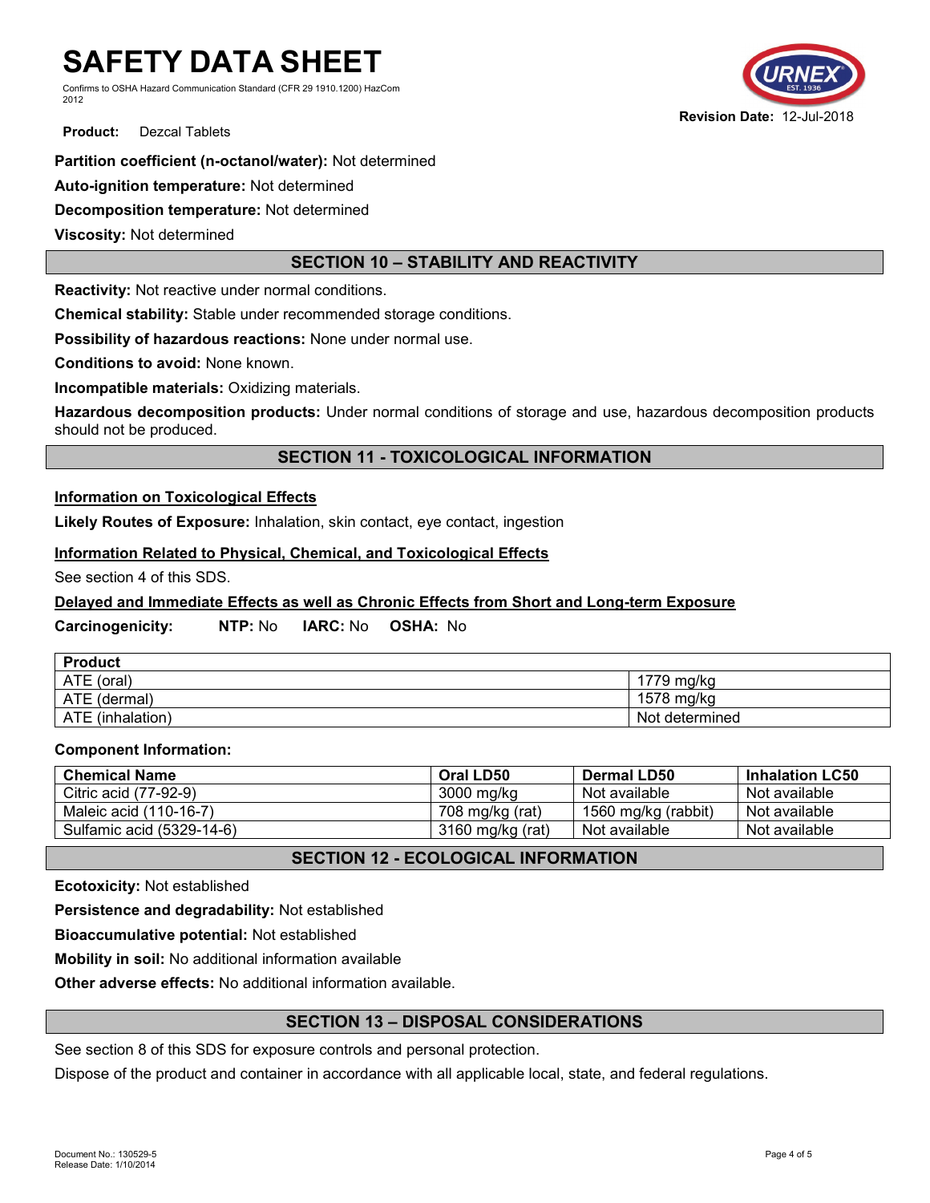**Partition coefficient (n-octanol/water):** Not determined

**Auto-ignition temperature:** Not determined

**Decomposition temperature:** Not determined

**Viscosity:** Not determined

## SECTION 10 – STABILITY AND REACTIVITY

**Reactivity:** Not reactive under normal conditions.

**Chemical stability:** Stable under recommended storage conditions.

**Possibility of hazardous reactions:** None under normal use.

**Conditions to avoid:** None known.

**Incompatible materials:** Oxidizing materials.

**Hazardous decomposition products:** Under normal conditions of storage and use, hazardous decomposition products should not be produced.

## SECTION 11 - TOXICOLOGICAL INFORMATION

**Information on Toxicological Effects**

**Likely Routes of Exposure:** Inhalation, skin contact, eye contact, ingestion

**Information Related to Physical, Chemical, and Toxicological Effects**

See section 4 of this SDS.

**Delayed and Immediate Effects as well as Chronic Effects from Short and Long-term Exposure**

**Carcinogenicity:** **NTP:** No **IARC:** No **OSHA:** No

| Product | |
|---|---|
| ATE (oral) | 1779 mg/kg |
| ATE (dermal) | 1578 mg/kg |
| ATE (inhalation) | Not determined |

**Component Information:**

| Chemical Name | Oral LD50 | Dermal LD50 | Inhalation LC50 |
|---|---|---|---|
| Citric acid (77-92-9) | 3000 mg/kg | Not available | Not available |
| Maleic acid (110-16-7) | 708 mg/kg (rat) | 1560 mg/kg (rabbit) | Not available |
| Sulfamic acid (5329-14-6) | 3160 mg/kg (rat) | Not available | Not available |

## SECTION 12 - ECOLOGICAL INFORMATION

**Ecotoxicity:** Not established

**Persistence and degradability:** Not established

**Bioaccumulative potential:** Not established

**Mobility in soil:** No additional information available

**Other adverse effects:** No additional information available.

## SECTION 13 – DISPOSAL CONSIDERATIONS

See section 8 of this SDS for exposure controls and personal protection.

Dispose of the product and container in accordance with all applicable local, state, and federal regulations.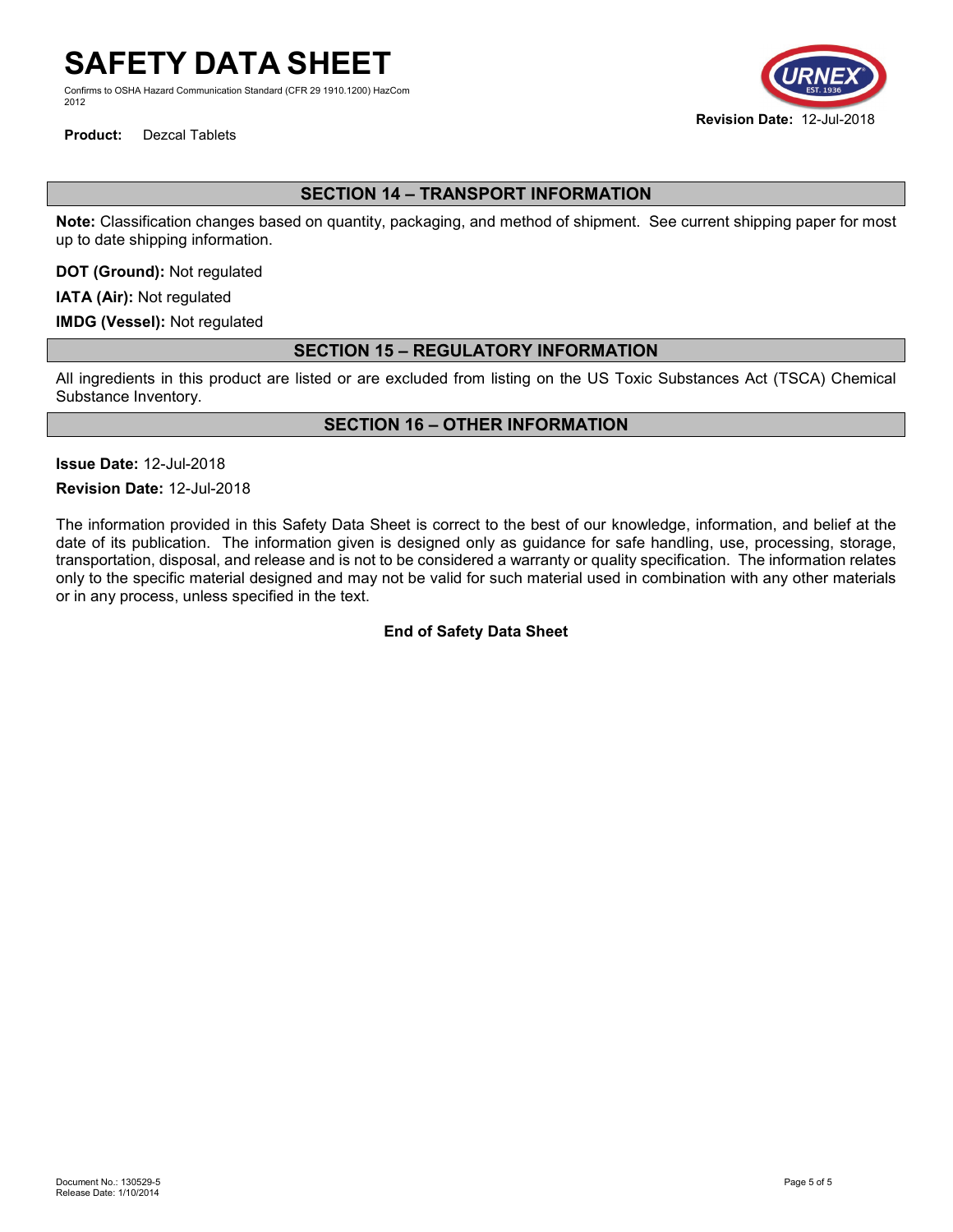## SECTION 14 – TRANSPORT INFORMATION

**Note:** Classification changes based on quantity, packaging, and method of shipment. See current shipping paper for most up to date shipping information.

**DOT (Ground):** Not regulated

**IATA (Air):** Not regulated

**IMDG (Vessel):** Not regulated

## SECTION 15 – REGULATORY INFORMATION

All ingredients in this product are listed or are excluded from listing on the US Toxic Substances Act (TSCA) Chemical Substance Inventory.

## SECTION 16 – OTHER INFORMATION

**Issue Date:** 12-Jul-2018

**Revision Date:** 12-Jul-2018

The information provided in this Safety Data Sheet is correct to the best of our knowledge, information, and belief at the date of its publication. The information given is designed only as guidance for safe handling, use, processing, storage, transportation, disposal, and release and is not to be considered a warranty or quality specification. The information relates only to the specific material designed and may not be valid for such material used in combination with any other materials or in any process, unless specified in the text.

**End of Safety Data Sheet**